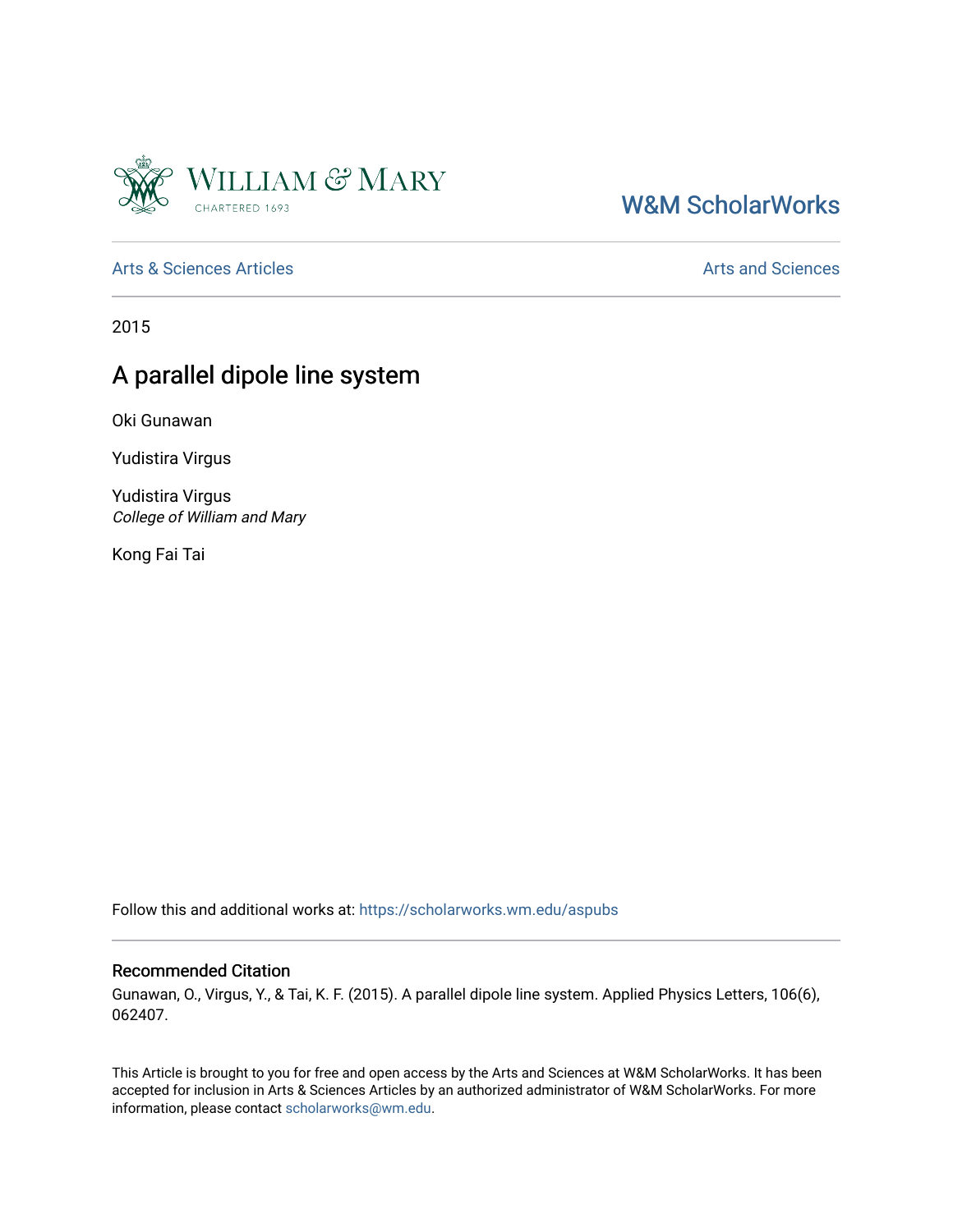William & Mary

CHARTERED 1693

W&M ScholarWorks

Arts & Sciences Articles

Arts and Sciences

2015

# A parallel dipole line system

Oki Gunawan

Yudistira Virgus

Yudistira Virgus
*College of William and Mary*

Kong Fai Tai

Follow this and additional works at: https://scholarworks.wm.edu/aspubs

## Recommended Citation

Gunawan, O., Virgus, Y., & Tai, K. F. (2015). A parallel dipole line system. Applied Physics Letters, 106(6), 062407.

This Article is brought to you for free and open access by the Arts and Sciences at W&M ScholarWorks. It has been accepted for inclusion in Arts & Sciences Articles by an authorized administrator of W&M ScholarWorks. For more information, please contact scholarworks@wm.edu.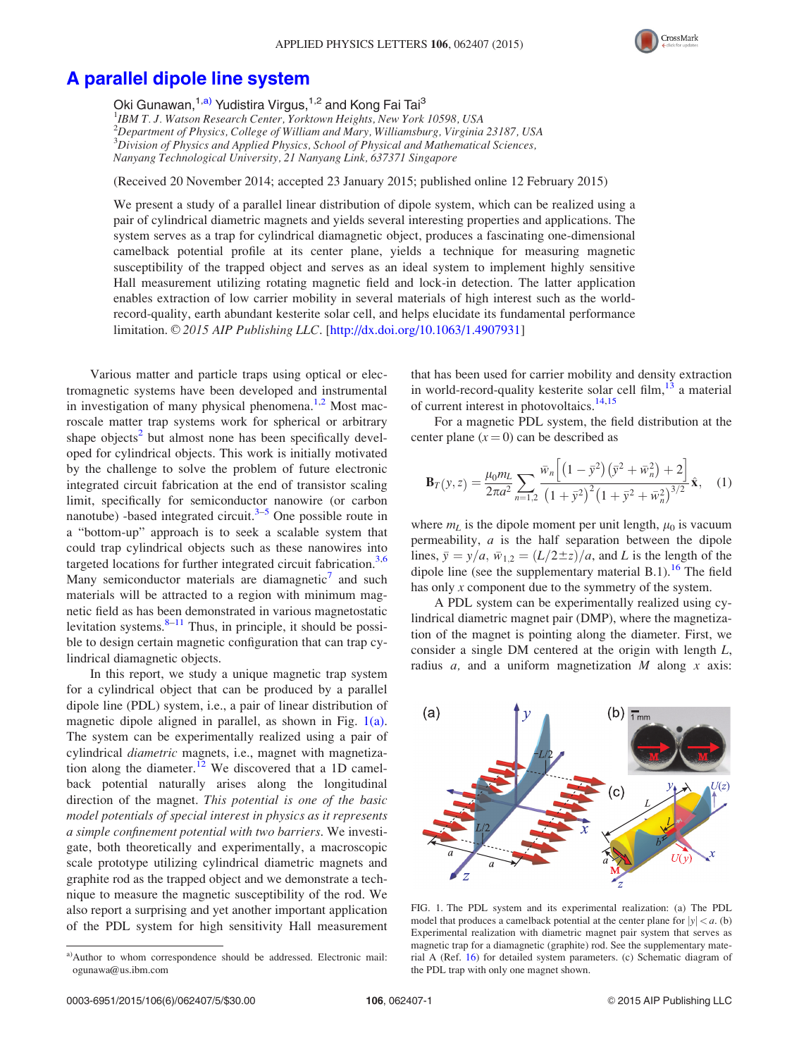# A parallel dipole line system

Oki Gunawan,[1,a)] Yudistira Virgus,[1,2] and Kong Fai Tai[3]

[1]IBM T. J. Watson Research Center, Yorktown Heights, New York 10598, USA
[2]Department of Physics, College of William and Mary, Williamsburg, Virginia 23187, USA
[3]Division of Physical and Applied Physics, School of Physical and Mathematical Sciences, Nanyang Technological University, 21 Nanyang Link, 637371 Singapore

(Received 20 November 2014; accepted 23 January 2015; published online 12 February 2015)

We present a study of a parallel linear distribution of dipole system, which can be realized using a pair of cylindrical diametric magnets and yields several interesting properties and applications. The system serves as a trap for cylindrical diamagnetic object, produces a fascinating one-dimensional camelback potential profile at its center plane, yields a technique for measuring magnetic susceptibility of the trapped object and serves as an ideal system to implement highly sensitive Hall measurement utilizing rotating magnetic field and lock-in detection. The latter application enables extraction of low carrier mobility in several materials of high interest such as the world-record-quality, earth abundant kesterite solar cell, and helps elucidate its fundamental performance limitation. © *2015 AIP Publishing LLC*. [http://dx.doi.org/10.1063/1.4907931]

Various matter and particle traps using optical or electromagnetic systems have been developed and instrumental in investigation of many physical phenomena.[1,2] Most macroscale matter trap systems work for spherical or arbitrary shape objects[2] but almost none has been specifically developed for cylindrical objects. This work is initially motivated by the challenge to solve the problem of future electronic integrated circuit fabrication at the end of transistor scaling limit, specifically for semiconductor nanowire (or carbon nanotube) -based integrated circuit.[3–5] One possible route in a "bottom-up" approach is to seek a scalable system that could trap cylindrical objects such as these nanowires into targeted locations for further integrated circuit fabrication.[3,6] Many semiconductor materials are diamagnetic[7] and such materials will be attracted to a region with minimum magnetic field as has been demonstrated in various magnetostatic levitation systems.[8–11] Thus, in principle, it should be possible to design certain magnetic configuration that can trap cylindrical diamagnetic objects.

In this report, we study a unique magnetic trap system for a cylindrical object that can be produced by a parallel dipole line (PDL) system, i.e., a pair of linear distribution of magnetic dipole aligned in parallel, as shown in Fig. 1(a). The system can be experimentally realized using a pair of cylindrical *diametric* magnets, i.e., magnet with magnetization along the diameter.[12] We discovered that a 1D camelback potential naturally arises along the longitudinal direction of the magnet. *This potential is one of the basic model potentials of special interest in physics as it represents a simple confinement potential with two barriers*. We investigate, both theoretically and experimentally, a macroscopic scale prototype utilizing cylindrical diametric magnets and graphite rod as the trapped object and we demonstrate a technique to measure the magnetic susceptibility of the rod. We also report a surprising and yet another important application of the PDL system for high sensitivity Hall measurement that has been used for carrier mobility and density extraction in world-record-quality kesterite solar cell film,[13] a material of current interest in photovoltaics.[14,15]

For a magnetic PDL system, the field distribution at the center plane ($x = 0$) can be described as

$$\mathbf{B}_T(y,z) = \frac{\mu_0 m_L}{2\pi a^2} \sum_{n=1,2} \frac{\bar{w}_n \left[ \left(1-\bar{y}^2\right)\left(\bar{y}^2+\bar{w}_n^2\right)+2 \right]}{\left(1+\bar{y}^2\right)^2 \left(1+\bar{y}^2+\bar{w}_n^2\right)^{3/2}} \hat{\mathbf{x}}, \quad (1)$$

where $m_L$ is the dipole moment per unit length, $\mu_0$ is vacuum permeability, $a$ is the half separation between the dipole lines, $\bar{y} = y/a$, $\bar{w}_{1,2} = (L/2 \pm z)/a$, and $L$ is the length of the dipole line (see the supplementary material B.1).[16] The field has only $x$ component due to the symmetry of the system.

A PDL system can be experimentally realized using cylindrical diametric magnet pair (DMP), where the magnetization of the magnet is pointing along the diameter. First, we consider a single DM centered at the origin with length $L$, radius $a$, and a uniform magnetization $M$ along $x$ axis:

FIG. 1. The PDL system and its experimental realization: (a) The PDL model that produces a camelback potential at the center plane for $|y| < a$. (b) Experimental realization with diametric magnet pair system that serves as magnetic trap for a diamagnetic (graphite) rod. See the supplementary material A (Ref. 16) for detailed system parameters. (c) Schematic diagram of the PDL trap with only one magnet shown.

---

[a)]Author to whom correspondence should be addressed. Electronic mail: ogunawa@us.ibm.com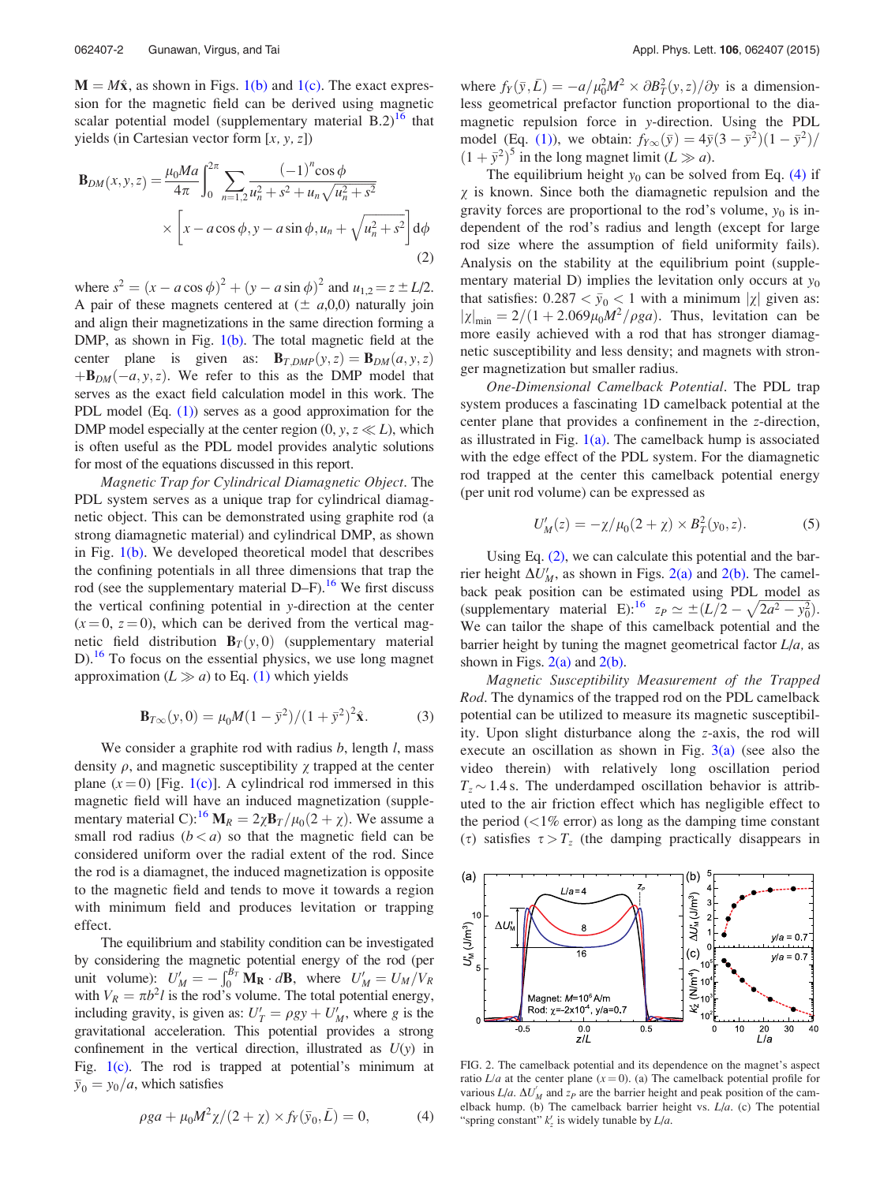$\mathbf{M} = M\hat{\mathbf{x}}$, as shown in Figs. 1(b) and 1(c). The exact expression for the magnetic field can be derived using magnetic scalar potential model (supplementary material B.2)[16] that yields (in Cartesian vector form $[x, y, z]$)

$$\mathbf{B}_{DM}(x,y,z) = \frac{\mu_0 Ma}{4\pi}\int_0^{2\pi}\sum_{n=1,2}\frac{(-1)^n\cos\phi}{u_n^2+s^2+u_n\sqrt{u_n^2+s^2}} \times \left[x-a\cos\phi, y-a\sin\phi, u_n+\sqrt{u_n^2+s^2}\right]d\phi \quad (2)$$

where $s^2 = (x - a\cos\phi)^2 + (y - a\sin\phi)^2$ and $u_{1,2} = z \pm L/2$. A pair of these magnets centered at $(\pm\ a,0,0)$ naturally join and align their magnetizations in the same direction forming a DMP, as shown in Fig. 1(b). The total magnetic field at the center plane is given as: $\mathbf{B}_{T,DMP}(y,z) = \mathbf{B}_{DM}(a,y,z) + \mathbf{B}_{DM}(-a,y,z)$. We refer to this as the DMP model that serves as the exact field calculation model in this work. The PDL model (Eq. (1)) serves as a good approximation for the DMP model especially at the center region $(0, y, z \ll L)$, which is often useful as the PDL model provides analytic solutions for most of the equations discussed in this report.

*Magnetic Trap for Cylindrical Diamagnetic Object*. The PDL system serves as a unique trap for cylindrical diamagnetic object. This can be demonstrated using graphite rod (a strong diamagnetic material) and cylindrical DMP, as shown in Fig. 1(b). We developed theoretical model that describes the confining potentials in all three dimensions that trap the rod (see the supplementary material D–F).[16] We first discuss the vertical confining potential in $y$-direction at the center $(x = 0,\ z = 0)$, which can be derived from the vertical magnetic field distribution $\mathbf{B}_T(y, 0)$ (supplementary material D).[16] To focus on the essential physics, we use long magnet approximation $(L \gg a)$ to Eq. (1) which yields

$$\mathbf{B}_{T\infty}(y,0) = \mu_0 M(1-\bar{y}^2)/(1+\bar{y}^2)^2\hat{\mathbf{x}}. \quad (3)$$

We consider a graphite rod with radius $b$, length $l$, mass density $\rho$, and magnetic susceptibility $\chi$ trapped at the center plane $(x = 0)$ [Fig. 1(c)]. A cylindrical rod immersed in this magnetic field will have an induced magnetization (supplementary material C):[16] $\mathbf{M}_R = 2\chi\mathbf{B}_T/\mu_0(2+\chi)$. We assume a small rod radius $(b < a)$ so that the magnetic field can be considered uniform over the radial extent of the rod. Since the rod is a diamagnet, the induced magnetization is opposite to the magnetic field and tends to move it towards a region with minimum field and produces levitation or trapping effect.

The equilibrium and stability condition can be investigated by considering the magnetic potential energy of the rod (per unit volume): $U'_M = -\int_0^{B_T}\mathbf{M}_R\cdot d\mathbf{B}$, where $U'_M = U_M/V_R$ with $V_R = \pi b^2 l$ is the rod's volume. The total potential energy, including gravity, is given as: $U'_T = \rho g y + U'_M$, where $g$ is the gravitational acceleration. This potential provides a strong confinement in the vertical direction, illustrated as $U(y)$ in Fig. 1(c). The rod is trapped at potential's minimum at $\bar{y}_0 = y_0/a$, which satisfies

$$\rho g a + \mu_0 M^2\chi/(2+\chi)\times f_Y(\bar{y}_0,\bar{L}) = 0, \quad (4)$$

where $f_Y(\bar{y},\bar{L}) = -a/\mu_0^2M^2 \times \partial B_T^2(y,z)/\partial y$ is a dimensionless geometrical prefactor function proportional to the diamagnetic repulsion force in $y$-direction. Using the PDL model (Eq. (1)), we obtain: $f_{Y\infty}(\bar{y}) = 4\bar{y}(3-\bar{y}^2)(1-\bar{y}^2)/(1+\bar{y}^2)^5$ in the long magnet limit $(L \gg a)$.

The equilibrium height $y_0$ can be solved from Eq. (4) if $\chi$ is known. Since both the diamagnetic repulsion and the gravity forces are proportional to the rod's volume, $y_0$ is independent of the rod's radius and length (except for large rod size where the assumption of field uniformity fails). Analysis on the stability at the equilibrium point (supplementary material D) implies the levitation only occurs at $y_0$ that satisfies: $0.287 < \bar{y}_0 < 1$ with a minimum $|\chi|$ given as: $|\chi|_{\min} = 2/(1 + 2.069\mu_0 M^2/\rho g a)$. Thus, levitation can be more easily achieved with a rod that has stronger diamagnetic susceptibility and less density; and magnets with stronger magnetization but smaller radius.

*One-Dimensional Camelback Potential*. The PDL trap system produces a fascinating 1D camelback potential at the center plane that provides a confinement in the $z$-direction, as illustrated in Fig. 1(a). The camelback hump is associated with the edge effect of the PDL system. For the diamagnetic rod trapped at the center this camelback potential energy (per unit rod volume) can be expressed as

$$U'_M(z) = -\chi/\mu_0(2+\chi)\times B_T^2(y_0,z). \quad (5)$$

Using Eq. (2), we can calculate this potential and the barrier height $\Delta U'_M$, as shown in Figs. 2(a) and 2(b). The camelback peak position can be estimated using PDL model as (supplementary material E):[16] $z_P \simeq \pm(L/2 - \sqrt{2a^2 - y_0^2})$. We can tailor the shape of this camelback potential and the barrier height by tuning the magnet geometrical factor $L/a$, as shown in Figs. 2(a) and 2(b).

*Magnetic Susceptibility Measurement of the Trapped Rod*. The dynamics of the trapped rod on the PDL camelback potential can be utilized to measure its magnetic susceptibility. Upon slight disturbance along the $z$-axis, the rod will execute an oscillation as shown in Fig. 3(a) (see also the video therein) with relatively long oscillation period $T_z \sim 1.4$ s. The underdamped oscillation behavior is attributed to the air friction effect which has negligible effect to the period (<1% error) as long as the damping time constant $(\tau)$ satisfies $\tau > T_z$ (the damping practically disappears in

FIG. 2. The camelback potential and its dependence on the magnet's aspect ratio $L/a$ at the center plane $(x = 0)$. (a) The camelback potential profile for various $L/a$. $\Delta U'_M$ and $z_P$ are the barrier height and peak position of the camelback hump. (b) The camelback barrier height vs. $L/a$. (c) The potential "spring constant" $k'_z$ is widely tunable by $L/a$.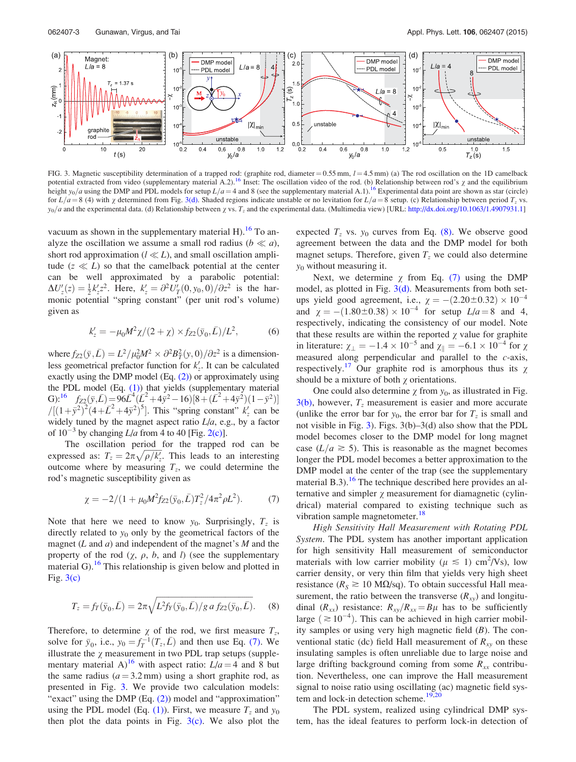FIG. 3. Magnetic susceptibility determination of a trapped rod: (graphite rod, diameter = 0.55 mm, $l$ = 4.5 mm) (a) The rod oscillation on the 1D camelback potential extracted from video (supplementary material A.2).[16] Inset: The oscillation video of the rod. (b) Relationship between rod's $\chi$ and the equilibrium height $y_0/a$ using the DMP and PDL models for setup $L/a = 4$ and 8 (see the supplementary material A.1).[16] Experimental data point are shown as star (circle) for $L/a = 8$ (4) with $\chi$ determined from Fig. 3(d). Shaded regions indicate unstable or no levitation for $L/a = 8$ setup. (c) Relationship between period $T_z$ vs. $y_0/a$ and the experimental data. (d) Relationship between $\chi$ vs. $T_z$ and the experimental data. (Multimedia view) [URL: http://dx.doi.org/10.1063/1.4907931.1]

vacuum as shown in the supplementary material H).[16] To analyze the oscillation we assume a small rod radius ($b \ll a$), short rod approximation ($l \ll L$), and small oscillation amplitude ($z \ll L$) so that the camelback potential at the center can be well approximated by a parabolic potential: $\Delta U_z'(z) = \frac{1}{2}k_z' z^2$. Here, $k_z' = \partial^2 U_T'(0, y_0, 0)/\partial z^2$ is the harmonic potential "spring constant" (per unit rod's volume) given as

$$k_z' = -\mu_0 M^2 \chi/(2+\chi) \times f_{Z2}(\bar{y}_0, \bar{L})/L^2, \tag{6}$$

where $f_{Z2}(\bar{y}, \bar{L}) = L^2/\mu_0^2 M^2 \times \partial^2 B_T^2(y, 0)/\partial z^2$ is a dimensionless geometrical prefactor function for $k_z'$. It can be calculated exactly using the DMP model (Eq. (2)) or approximately using the PDL model (Eq. (1)) that yields (supplementary material G):[16] $f_{Z2}(\bar{y}, \bar{L}) = 96\bar{L}^4(\bar{L}^2 + 4\bar{y}^2 - 16)[8 + (\bar{L}^2 + 4\bar{y}^2)(1 - \bar{y}^2)] / [(1 + \bar{y}^2)^2 (4 + \bar{L}^2 + 4\bar{y}^2)^5]$. This "spring constant" $k_z'$ can be widely tuned by the magnet aspect ratio $L/a$, e.g., by a factor of $10^{-3}$ by changing $L/a$ from 4 to 40 [Fig. 2(c)].

The oscillation period for the trapped rod can be expressed as: $T_z = 2\pi\sqrt{\rho/k_z'}$. This leads to an interesting outcome where by measuring $T_z$, we could determine the rod's magnetic susceptibility given as

$$\chi = -2/(1 + \mu_0 M^2 f_{Z2}(\bar{y}_0, \bar{L}) T_z^2 / 4\pi^2 \rho L^2). \tag{7}$$

Note that here we need to know $y_0$. Surprisingly, $T_z$ is directly related to $y_0$ only by the geometrical factors of the magnet ($L$ and $a$) and independent of the magnet's $M$ and the property of the rod ($\chi$, $\rho$, $b$, and $l$) (see the supplementary material G).[16] This relationship is given below and plotted in Fig. 3(c)

$$T_z = f_T(\bar{y}_0, \bar{L}) = 2\pi\sqrt{L^2 f_Y(\bar{y}_0, \bar{L})/g\, a\, f_{Z2}(\bar{y}_0, \bar{L})}. \tag{8}$$

Therefore, to determine $\chi$ of the rod, we first measure $T_z$, solve for $\bar{y}_0$, i.e., $y_0 = f_T^{-1}(T_z, \bar{L})$ and then use Eq. (7). We illustrate the $\chi$ measurement in two PDL trap setups (supplementary material A)[16] with aspect ratio: $L/a = 4$ and 8 but the same radius ($a = 3.2$ mm) using a short graphite rod, as presented in Fig. 3. We provide two calculation models: "exact" using the DMP (Eq. (2)) model and "approximation" using the PDL model (Eq. (1)). First, we measure $T_z$ and $y_0$ then plot the data points in Fig. 3(c). We also plot the expected $T_z$ vs. $y_0$ curves from Eq. (8). We observe good agreement between the data and the DMP model for both magnet setups. Therefore, given $T_z$ we could also determine $y_0$ without measuring it.

Next, we determine $\chi$ from Eq. (7) using the DMP model, as plotted in Fig. 3(d). Measurements from both setups yield good agreement, i.e., $\chi = -(2.20 \pm 0.32) \times 10^{-4}$ and $\chi = -(1.80 \pm 0.38) \times 10^{-4}$ for setup $L/a = 8$ and 4, respectively, indicating the consistency of our model. Note that these results are within the reported $\chi$ value for graphite in literature: $\chi_\perp = -1.4 \times 10^{-5}$ and $\chi_\parallel = -6.1 \times 10^{-4}$ for $\chi$ measured along perpendicular and parallel to the $c$-axis, respectively.[17] Our graphite rod is amorphous thus its $\chi$ should be a mixture of both $\chi$ orientations.

One could also determine $\chi$ from $y_0$, as illustrated in Fig. 3(b), however, $T_z$ measurement is easier and more accurate (unlike the error bar for $y_0$, the error bar for $T_z$ is small and not visible in Fig. 3). Figs. 3(b)–3(d) also show that the PDL model becomes closer to the DMP model for long magnet case ($L/a \gtrsim 5$). This is reasonable as the magnet becomes longer the PDL model becomes a better approximation to the DMP model at the center of the trap (see the supplementary material B.3).[16] The technique described here provides an alternative and simpler $\chi$ measurement for diamagnetic (cylindrical) material compared to existing technique such as vibration sample magnetometer.[18]

*High Sensitivity Hall Measurement with Rotating PDL System*. The PDL system has another important application for high sensitivity Hall measurement of semiconductor materials with low carrier mobility ($\mu \lesssim 1$) cm$^2$/Vs), low carrier density, or very thin film that yields very high sheet resistance ($R_S \gtrsim 10$ M$\Omega$/sq). To obtain successful Hall measurement, the ratio between the transverse ($R_{xy}$) and longitudinal ($R_{xx}$) resistance: $R_{xy}/R_{xx} = B\mu$ has to be sufficiently large ($\gtrsim 10^{-4}$). This can be achieved in high carrier mobility samples or using very high magnetic field ($B$). The conventional static (dc) field Hall measurement of $R_{xy}$ on these insulating samples is often unreliable due to large noise and large drifting background coming from some $R_{xx}$ contribution. Nevertheless, one can improve the Hall measurement signal to noise ratio using oscillating (ac) magnetic field system and lock-in detection scheme.[19,20]

The PDL system, realized using cylindrical DMP system, has the ideal features to perform lock-in detection of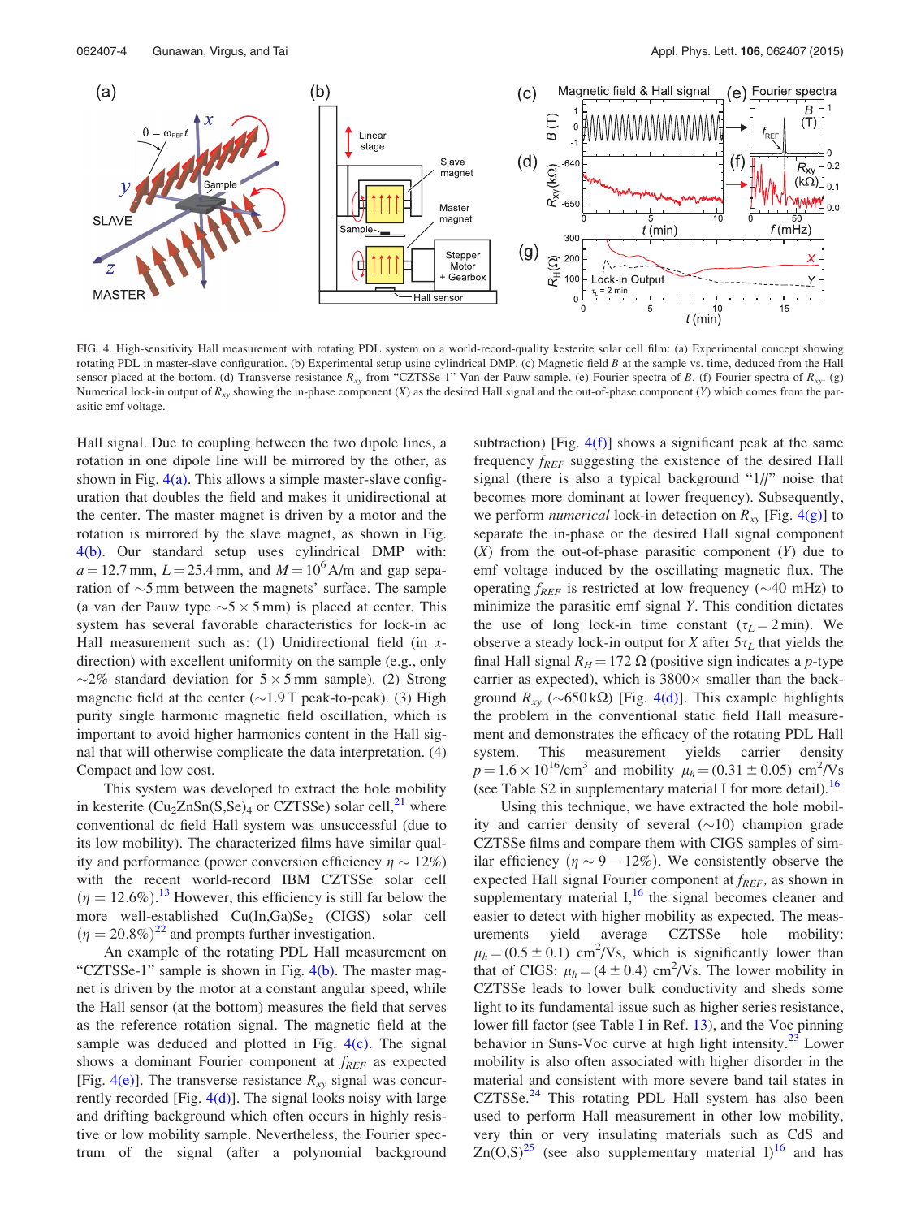FIG. 4. High-sensitivity Hall measurement with rotating PDL system on a world-record-quality kesterite solar cell film: (a) Experimental concept showing rotating PDL in master-slave configuration. (b) Experimental setup using cylindrical DMP. (c) Magnetic field $B$ at the sample vs. time, deduced from the Hall sensor placed at the bottom. (d) Transverse resistance $R_{xy}$ from "CZTSSe-1" Van der Pauw sample. (e) Fourier spectra of $B$. (f) Fourier spectra of $R_{xy}$. (g) Numerical lock-in output of $R_{xy}$ showing the in-phase component ($X$) as the desired Hall signal and the out-of-phase component ($Y$) which comes from the parasitic emf voltage.

Hall signal. Due to coupling between the two dipole lines, a rotation in one dipole line will be mirrored by the other, as shown in Fig. 4(a). This allows a simple master-slave configuration that doubles the field and makes it unidirectional at the center. The master magnet is driven by a motor and the rotation is mirrored by the slave magnet, as shown in Fig. 4(b). Our standard setup uses cylindrical DMP with: $a = 12.7$ mm, $L = 25.4$ mm, and $M = 10^6$ A/m and gap separation of ~5 mm between the magnets' surface. The sample (a van der Pauw type ~$5 \times 5$ mm) is placed at center. This system has several favorable characteristics for lock-in ac Hall measurement such as: (1) Unidirectional field (in $x$-direction) with excellent uniformity on the sample (e.g., only ~2% standard deviation for $5 \times 5$ mm sample). (2) Strong magnetic field at the center (~1.9 T peak-to-peak). (3) High purity single harmonic magnetic field oscillation, which is important to avoid higher harmonics content in the Hall signal that will otherwise complicate the data interpretation. (4) Compact and low cost.

This system was developed to extract the hole mobility in kesterite ($Cu_2ZnSn(S,Se)_4$ or CZTSSe) solar cell,[21] where conventional dc field Hall system was unsuccessful (due to its low mobility). The characterized films have similar quality and performance (power conversion efficiency $\eta \sim 12\%$) with the recent world-record IBM CZTSSe solar cell ($\eta = 12.6\%$).[13] However, this efficiency is still far below the more well-established $Cu(In,Ga)Se_2$ (CIGS) solar cell ($\eta = 20.8\%$)[22] and prompts further investigation.

An example of the rotating PDL Hall measurement on "CZTSSe-1" sample is shown in Fig. 4(b). The master magnet is driven by the motor at a constant angular speed, while the Hall sensor (at the bottom) measures the field that serves as the reference rotation signal. The magnetic field at the sample was deduced and plotted in Fig. 4(c). The signal shows a dominant Fourier component at $f_{REF}$ as expected [Fig. 4(e)]. The transverse resistance $R_{xy}$ signal was concurrently recorded [Fig. 4(d)]. The signal looks noisy with large and drifting background which often occurs in highly resistive or low mobility sample. Nevertheless, the Fourier spectrum of the signal (after a polynomial background subtraction) [Fig. 4(f)] shows a significant peak at the same frequency $f_{REF}$ suggesting the existence of the desired Hall signal (there is also a typical background "$1/f$" noise that becomes more dominant at lower frequency). Subsequently, we perform *numerical* lock-in detection on $R_{xy}$ [Fig. 4(g)] to separate the in-phase or the desired Hall signal component ($X$) from the out-of-phase parasitic component ($Y$) due to emf voltage induced by the oscillating magnetic flux. The operating $f_{REF}$ is restricted at low frequency (~40 mHz) to minimize the parasitic emf signal $Y$. This condition dictates the use of long lock-in time constant ($\tau_L = 2$ min). We observe a steady lock-in output for $X$ after $5\tau_L$ that yields the final Hall signal $R_H = 172\ \Omega$ (positive sign indicates a $p$-type carrier as expected), which is 3800× smaller than the background $R_{xy}$ (~650 kΩ) [Fig. 4(d)]. This example highlights the problem in the conventional static field Hall measurement and demonstrates the efficacy of the rotating PDL Hall system. This measurement yields carrier density $p = 1.6 \times 10^{16}$/cm$^3$ and mobility $\mu_h = (0.31 \pm 0.05)$ cm$^2$/Vs (see Table S2 in supplementary material I for more detail).[16]

Using this technique, we have extracted the hole mobility and carrier density of several (~10) champion grade CZTSSe films and compare them with CIGS samples of similar efficiency ($\eta \sim 9-12\%$). We consistently observe the expected Hall signal Fourier component at $f_{REF}$, as shown in supplementary material I,[16] the signal becomes cleaner and easier to detect with higher mobility as expected. The measurements yield average CZTSSe hole mobility: $\mu_h = (0.5 \pm 0.1)$ cm$^2$/Vs, which is significantly lower than that of CIGS: $\mu_h = (4 \pm 0.4)$ cm$^2$/Vs. The lower mobility in CZTSSe leads to lower bulk conductivity and sheds some light to its performance issue such as higher series resistance, lower fill factor (see Table I in Ref. 13), and the Voc pinning behavior in Suns-Voc curve at high light intensity.[23] Lower mobility is also often associated with higher disorder in the material and consistent with more severe band tail states in CZTSSe.[24] This rotating PDL Hall system has also been used to perform Hall measurement in other low mobility, very thin or very insulating materials such as CdS and Zn(O,S)[25] (see also supplementary material I)[16] and has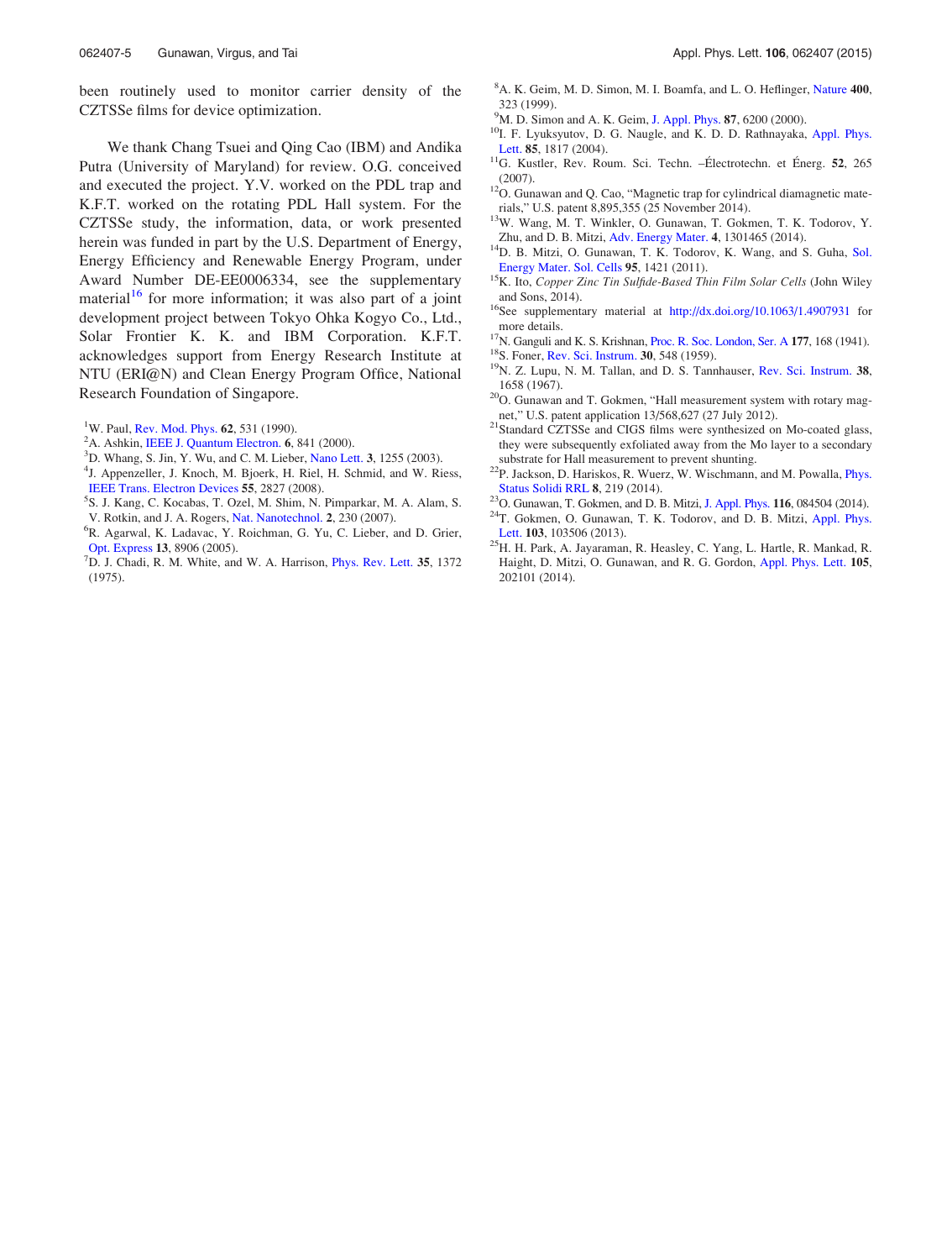been routinely used to monitor carrier density of the CZTSSe films for device optimization.

We thank Chang Tsuei and Qing Cao (IBM) and Andika Putra (University of Maryland) for review. O.G. conceived and executed the project. Y.V. worked on the PDL trap and K.F.T. worked on the rotating PDL Hall system. For the CZTSSe study, the information, data, or work presented herein was funded in part by the U.S. Department of Energy, Energy Efficiency and Renewable Energy Program, under Award Number DE-EE0006334, see the supplementary material[16] for more information; it was also part of a joint development project between Tokyo Ohka Kogyo Co., Ltd., Solar Frontier K. K. and IBM Corporation. K.F.T. acknowledges support from Energy Research Institute at NTU (ERI@N) and Clean Energy Program Office, National Research Foundation of Singapore.

[1] W. Paul, Rev. Mod. Phys. **62**, 531 (1990).
[2] A. Ashkin, IEEE J. Quantum Electron. **6**, 841 (2000).
[3] D. Whang, S. Jin, Y. Wu, and C. M. Lieber, Nano Lett. **3**, 1255 (2003).
[4] J. Appenzeller, J. Knoch, M. Bjoerk, H. Riel, H. Schmid, and W. Riess, IEEE Trans. Electron Devices **55**, 2827 (2008).
[5] S. J. Kang, C. Kocabas, T. Ozel, M. Shim, N. Pimparkar, M. A. Alam, S. V. Rotkin, and J. A. Rogers, Nat. Nanotechnol. **2**, 230 (2007).
[6] R. Agarwal, K. Ladavac, Y. Roichman, G. Yu, C. Lieber, and D. Grier, Opt. Express **13**, 8906 (2005).
[7] D. J. Chadi, R. M. White, and W. A. Harrison, Phys. Rev. Lett. **35**, 1372 (1975).
[8] A. K. Geim, M. D. Simon, M. I. Boamfa, and L. O. Heflinger, Nature **400**, 323 (1999).
[9] M. D. Simon and A. K. Geim, J. Appl. Phys. **87**, 6200 (2000).
[10] I. F. Lyuksyutov, D. G. Naugle, and K. D. D. Rathnayaka, Appl. Phys. Lett. **85**, 1817 (2004).
[11] G. Kustler, Rev. Roum. Sci. Techn. –Électrotechn. et Énerg. **52**, 265 (2007).
[12] O. Gunawan and Q. Cao, "Magnetic trap for cylindrical diamagnetic materials," U.S. patent 8,895,355 (25 November 2014).
[13] W. Wang, M. T. Winkler, O. Gunawan, T. Gokmen, T. K. Todorov, Y. Zhu, and D. B. Mitzi, Adv. Energy Mater. **4**, 1301465 (2014).
[14] D. B. Mitzi, O. Gunawan, T. K. Todorov, K. Wang, and S. Guha, Sol. Energy Mater. Sol. Cells **95**, 1421 (2011).
[15] K. Ito, *Copper Zinc Tin Sulfide-Based Thin Film Solar Cells* (John Wiley and Sons, 2014).
[16] See supplementary material at http://dx.doi.org/10.1063/1.4907931 for more details.
[17] N. Ganguli and K. S. Krishnan, Proc. R. Soc. London, Ser. A **177**, 168 (1941).
[18] S. Foner, Rev. Sci. Instrum. **30**, 548 (1959).
[19] N. Z. Lupu, N. M. Tallan, and D. S. Tannhauser, Rev. Sci. Instrum. **38**, 1658 (1967).
[20] O. Gunawan and T. Gokmen, "Hall measurement system with rotary magnet," U.S. patent application 13/568,627 (27 July 2012).
[21] Standard CZTSSe and CIGS films were synthesized on Mo-coated glass, they were subsequently exfoliated away from the Mo layer to a secondary substrate for Hall measurement to prevent shunting.
[22] P. Jackson, D. Hariskos, R. Wuerz, W. Wischmann, and M. Powalla, Phys. Status Solidi RRL **8**, 219 (2014).
[23] O. Gunawan, T. Gokmen, and D. B. Mitzi, J. Appl. Phys. **116**, 084504 (2014).
[24] T. Gokmen, O. Gunawan, T. K. Todorov, and D. B. Mitzi, Appl. Phys. Lett. **103**, 103506 (2013).
[25] H. H. Park, A. Jayaraman, R. Heasley, C. Yang, L. Hartle, R. Mankad, R. Haight, D. Mitzi, O. Gunawan, and R. G. Gordon, Appl. Phys. Lett. **105**, 202101 (2014).